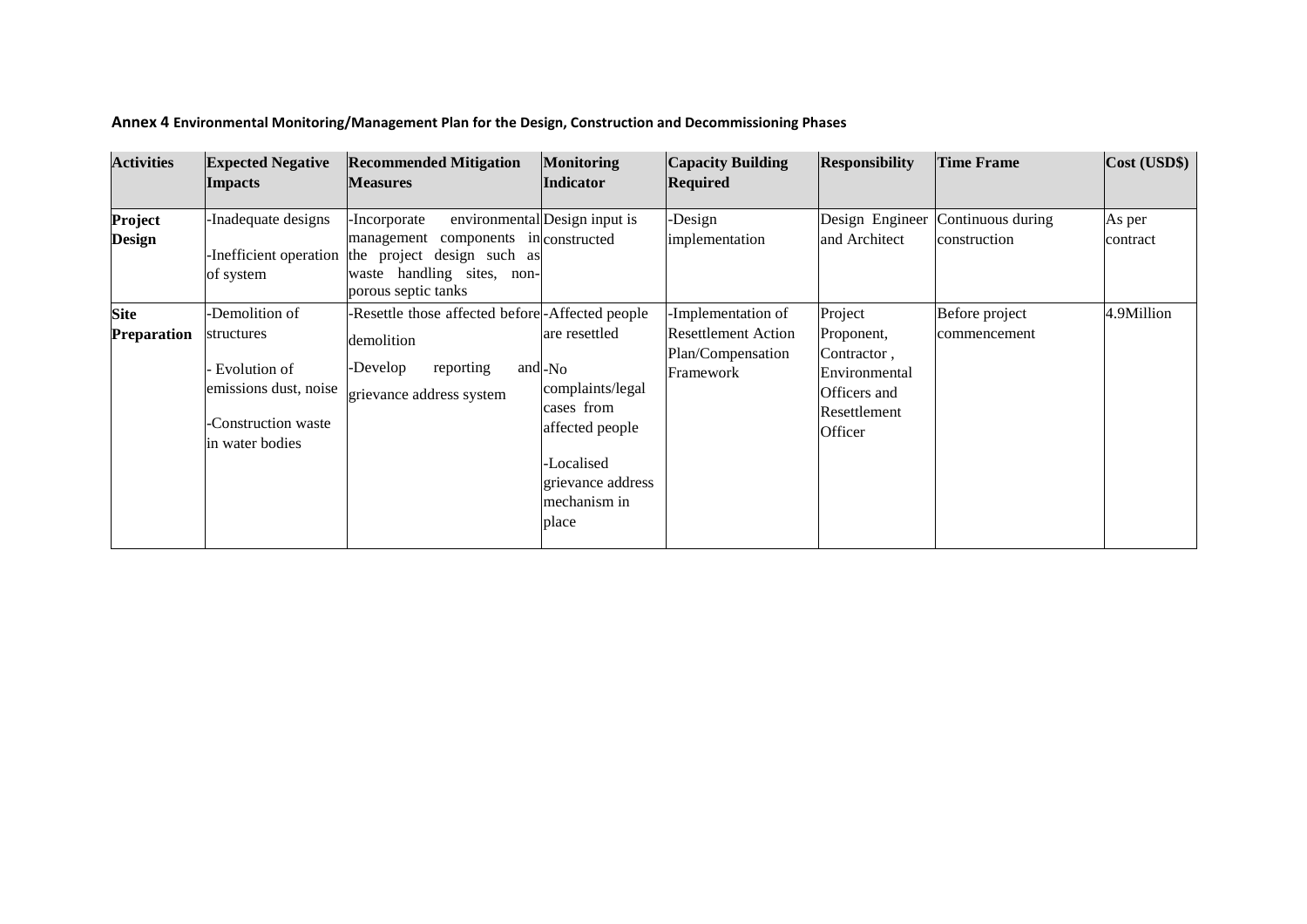**Annex 4 Environmental Monitoring/Management Plan for the Design, Construction and Decommissioning Phases**

| Activities | Expected Negative Impacts | Recommended Mitigation Measures | Monitoring Indicator | Capacity Building Required | Responsibility | Time Frame | Cost (USD$) |
|---|---|---|---|---|---|---|---|
| **Project Design** | -Inadequate designs<br><br>-Inefficient operation of system | -Incorporate environmental management components in the project design such as waste handling sites, non-porous septic tanks | Design input is constructed | -Design implementation | Design Engineer and Architect | Continuous during construction | As per contract |
| **Site Preparation** | -Demolition of structures<br><br>- Evolution of emissions dust, noise<br><br>-Construction waste in water bodies | -Resettle those affected before demolition<br><br>-Develop reporting and grievance address system | -Affected people are resettled<br><br>-No complaints/legal cases from affected people<br><br>-Localised grievance address mechanism in place | -Implementation of Resettlement Action Plan/Compensation Framework | Project Proponent, Contractor , Environmental Officers and Resettlement Officer | Before project commencement | 4.9Million |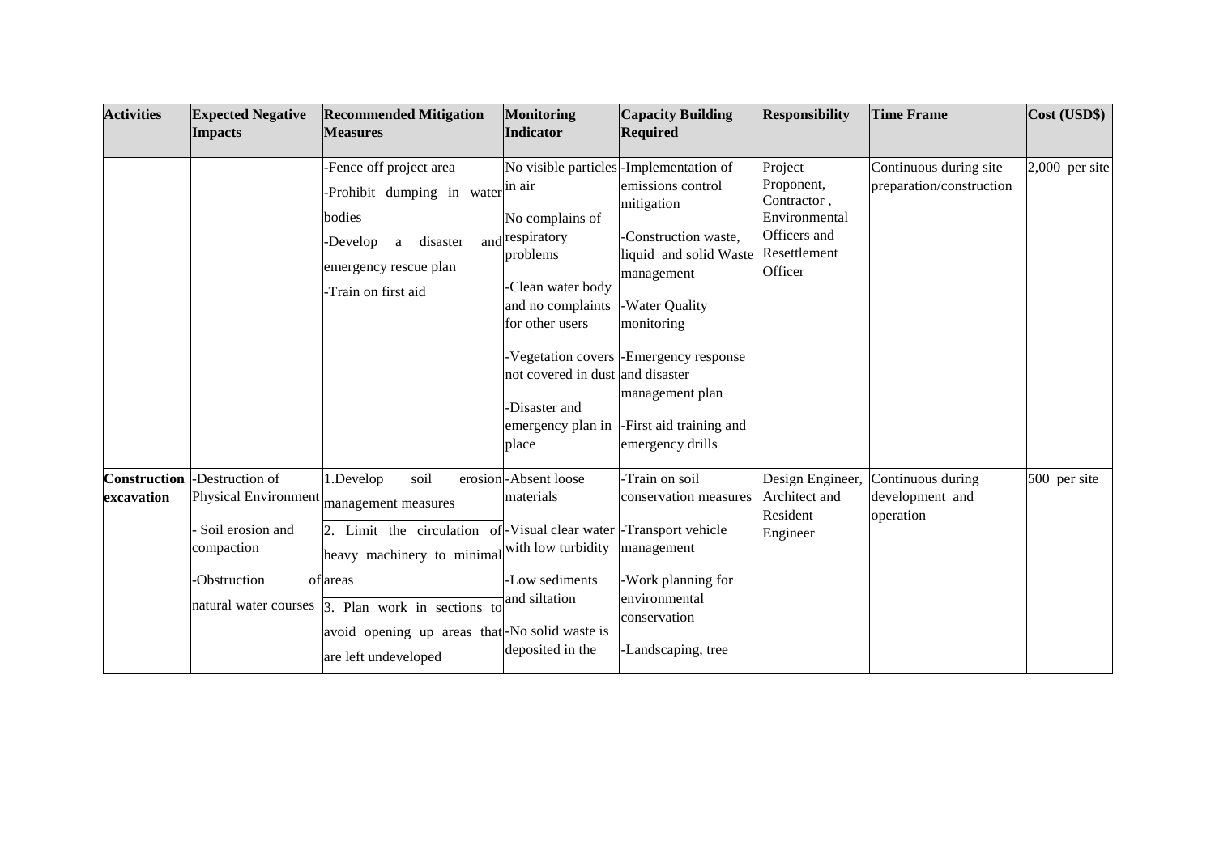| Activities | Expected Negative Impacts | Recommended Mitigation Measures | Monitoring Indicator | Capacity Building Required | Responsibility | Time Frame | Cost (USD$) |
|---|---|---|---|---|---|---|---|
| | | -Fence off project area<br>-Prohibit dumping in water bodies<br>-Develop a disaster and emergency rescue plan<br>-Train on first aid | No visible particles in air<br>No complains of respiratory problems<br>-Clean water body and no complaints for other users<br>-Vegetation covers not covered in dust<br>-Disaster and emergency plan in place | -Implementation of emissions control mitigation<br>-Construction waste, liquid and solid Waste management<br>-Water Quality monitoring<br>-Emergency response and disaster management plan<br>-First aid training and emergency drills | Project Proponent, Contractor , Environmental Officers and Resettlement Officer | Continuous during site preparation/construction | 2,000 per site |
| **Construction excavation** | -Destruction of Physical Environment<br>- Soil erosion and compaction<br>-Obstruction of natural water courses | 1.Develop soil erosion management measures<br>2. Limit the circulation of heavy machinery to minimal areas<br>3. Plan work in sections to avoid opening up areas that are left undeveloped | -Absent loose materials<br>-Visual clear water with low turbidity<br>-Low sediments and siltation<br>-No solid waste is deposited in the | -Train on soil conservation measures<br>-Transport vehicle management<br>-Work planning for environmental conservation<br>-Landscaping, tree | Design Engineer, Architect and Resident Engineer | Continuous during development and operation | 500 per site |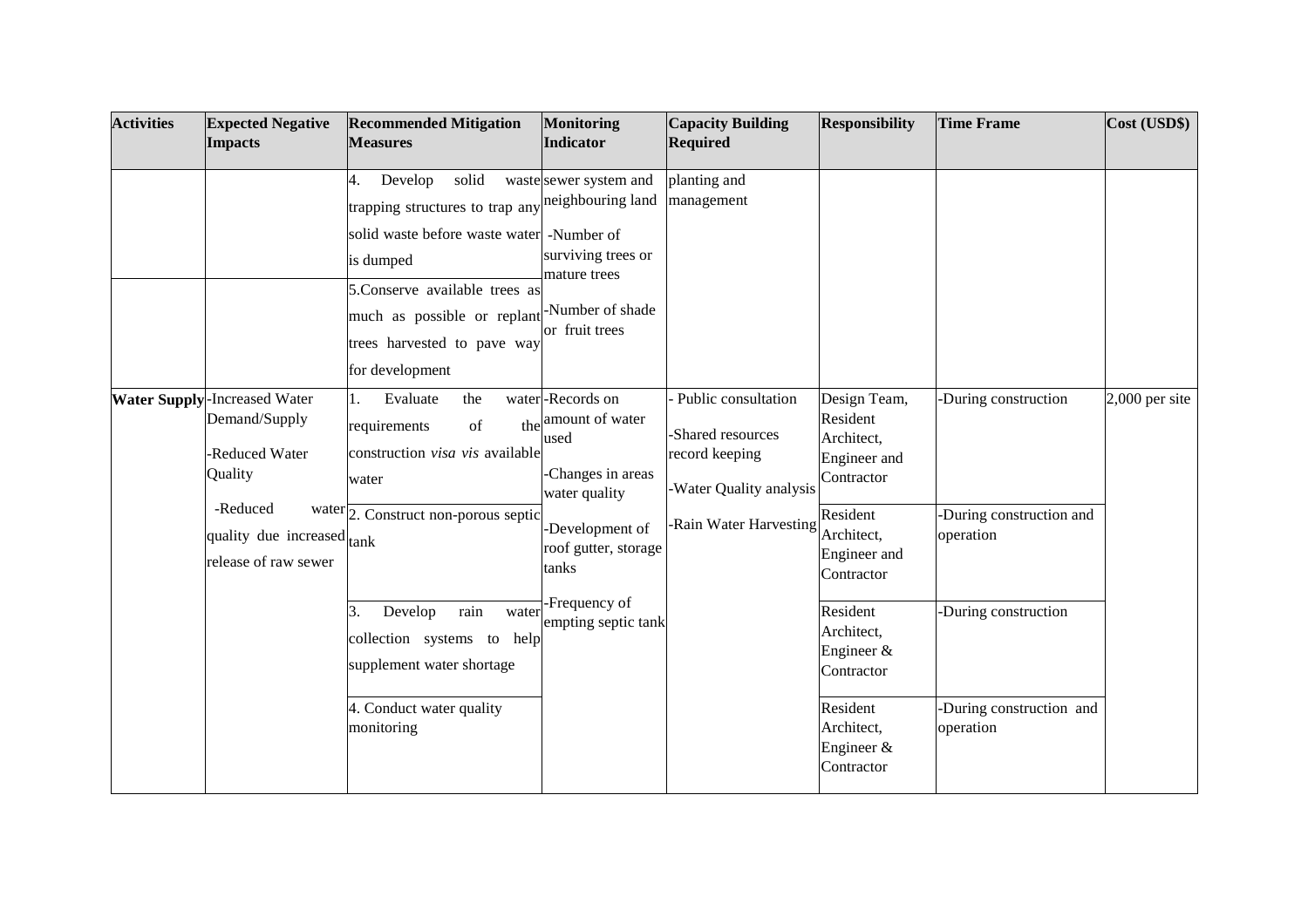| Activities | Expected Negative Impacts | Recommended Mitigation Measures | Monitoring Indicator | Capacity Building Required | Responsibility | Time Frame | Cost (USD$) |
|---|---|---|---|---|---|---|---|
| | | 4. Develop solid waste trapping structures to trap any solid waste before waste water is dumped | sewer system and neighbouring land<br>-Number of surviving trees or mature trees<br>-Number of shade or fruit trees | planting and management | | | |
| | | 5.Conserve available trees as much as possible or replant trees harvested to pave way for development | | | | | |
| **Water Supply** | -Increased Water Demand/Supply<br>-Reduced Water Quality<br>-Reduced water quality due increased release of raw sewer | 1. Evaluate the water requirements of the construction *visa vis* available water | -Records on amount of water used<br>-Changes in areas water quality<br>-Development of roof gutter, storage tanks<br>-Frequency of empting septic tank | - Public consultation<br>-Shared resources record keeping<br>-Water Quality analysis<br>-Rain Water Harvesting | Design Team, Resident Architect, Engineer and Contractor | -During construction | 2,000 per site |
| | | 2. Construct non-porous septic tank | | | Resident Architect, Engineer and Contractor | -During construction and operation | |
| | | 3. Develop rain water collection systems to help supplement water shortage | | | Resident Architect, Engineer & Contractor | -During construction | |
| | | 4. Conduct water quality monitoring | | | Resident Architect, Engineer & Contractor | -During construction and operation | |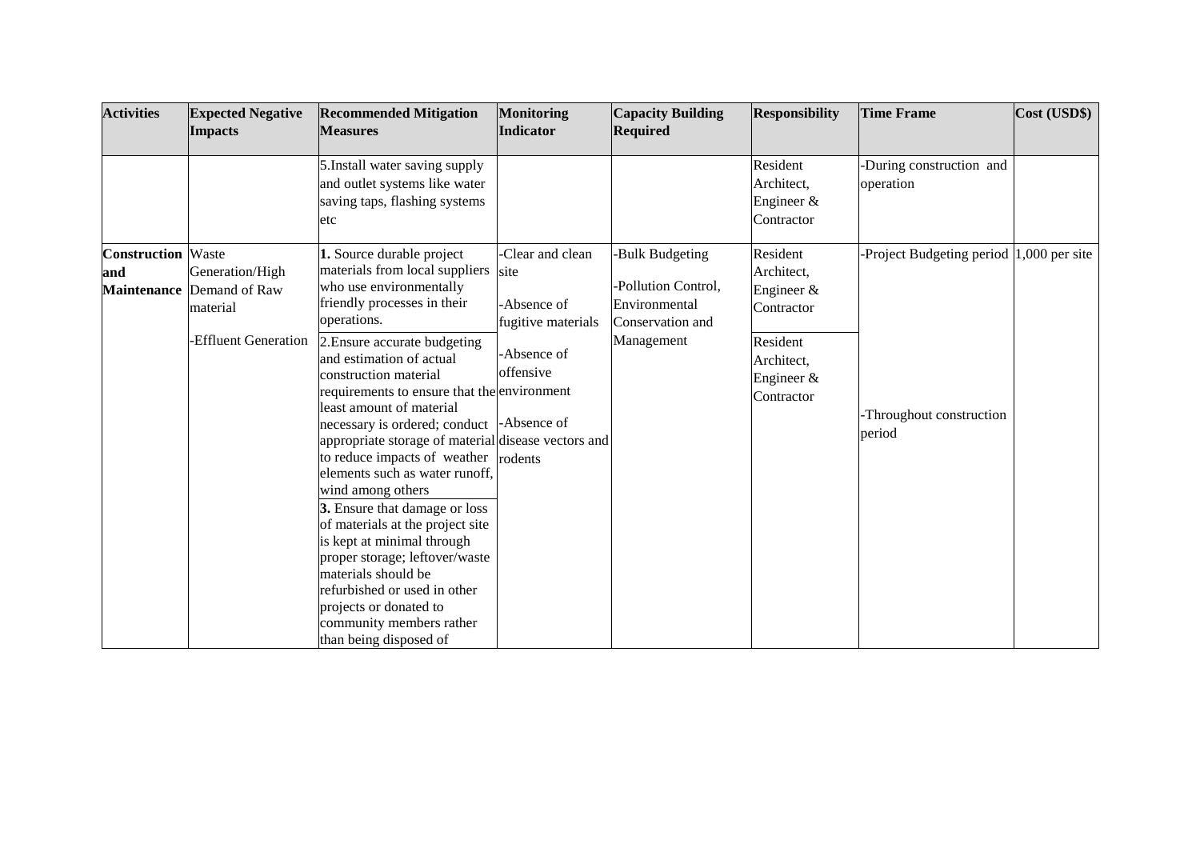| Activities | Expected Negative Impacts | Recommended Mitigation Measures | Monitoring Indicator | Capacity Building Required | Responsibility | Time Frame | Cost (USD$) |
|---|---|---|---|---|---|---|---|
| | | 5.Install water saving supply and outlet systems like water saving taps, flashing systems etc | | | Resident Architect, Engineer & Contractor | -During construction and operation | |
| **Construction and Maintenance** | Waste Generation/High Demand of Raw material<br><br>-Effluent Generation | **1.** Source durable project materials from local suppliers who use environmentally friendly processes in their operations. | -Clear and clean site<br><br>-Absence of fugitive materials<br><br>-Absence of offensive environment<br><br>-Absence of disease vectors and rodents | -Bulk Budgeting<br><br>-Pollution Control, Environmental Conservation and Management | Resident Architect, Engineer & Contractor | -Project Budgeting period | 1,000 per site |
| | | 2.Ensure accurate budgeting and estimation of actual construction material requirements to ensure that the least amount of material necessary is ordered; conduct appropriate storage of material to reduce impacts of weather elements such as water runoff, wind among others | | | Resident Architect, Engineer & Contractor | -Throughout construction period | |
| | | **3.** Ensure that damage or loss of materials at the project site is kept at minimal through proper storage; leftover/waste materials should be refurbished or used in other projects or donated to community members rather than being disposed of | | | | | |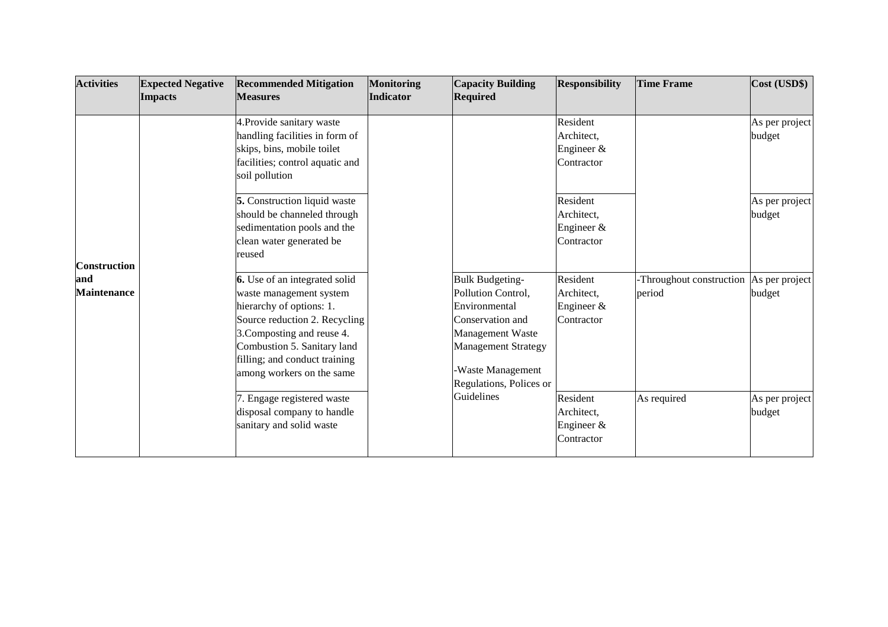| Activities | Expected Negative Impacts | Recommended Mitigation Measures | Monitoring Indicator | Capacity Building Required | Responsibility | Time Frame | Cost (USD$) |
|---|---|---|---|---|---|---|---|
| Construction and Maintenance | | 4.Provide sanitary waste handling facilities in form of skips, bins, mobile toilet facilities; control aquatic and soil pollution | | | Resident Architect, Engineer & Contractor | | As per project budget |
| | | **5.** Construction liquid waste should be channeled through sedimentation pools and the clean water generated be reused | | | Resident Architect, Engineer & Contractor | | As per project budget |
| | | **6.** Use of an integrated solid waste management system hierarchy of options: 1. Source reduction 2. Recycling 3.Composting and reuse 4. Combustion 5. Sanitary land filling; and conduct training among workers on the same | | Bulk Budgeting-Pollution Control, Environmental Conservation and Management Waste Management Strategy<br><br>-Waste Management Regulations, Polices or Guidelines | Resident Architect, Engineer & Contractor | -Throughout construction period | As per project budget |
| | | 7. Engage registered waste disposal company to handle sanitary and solid waste | | | Resident Architect, Engineer & Contractor | As required | As per project budget |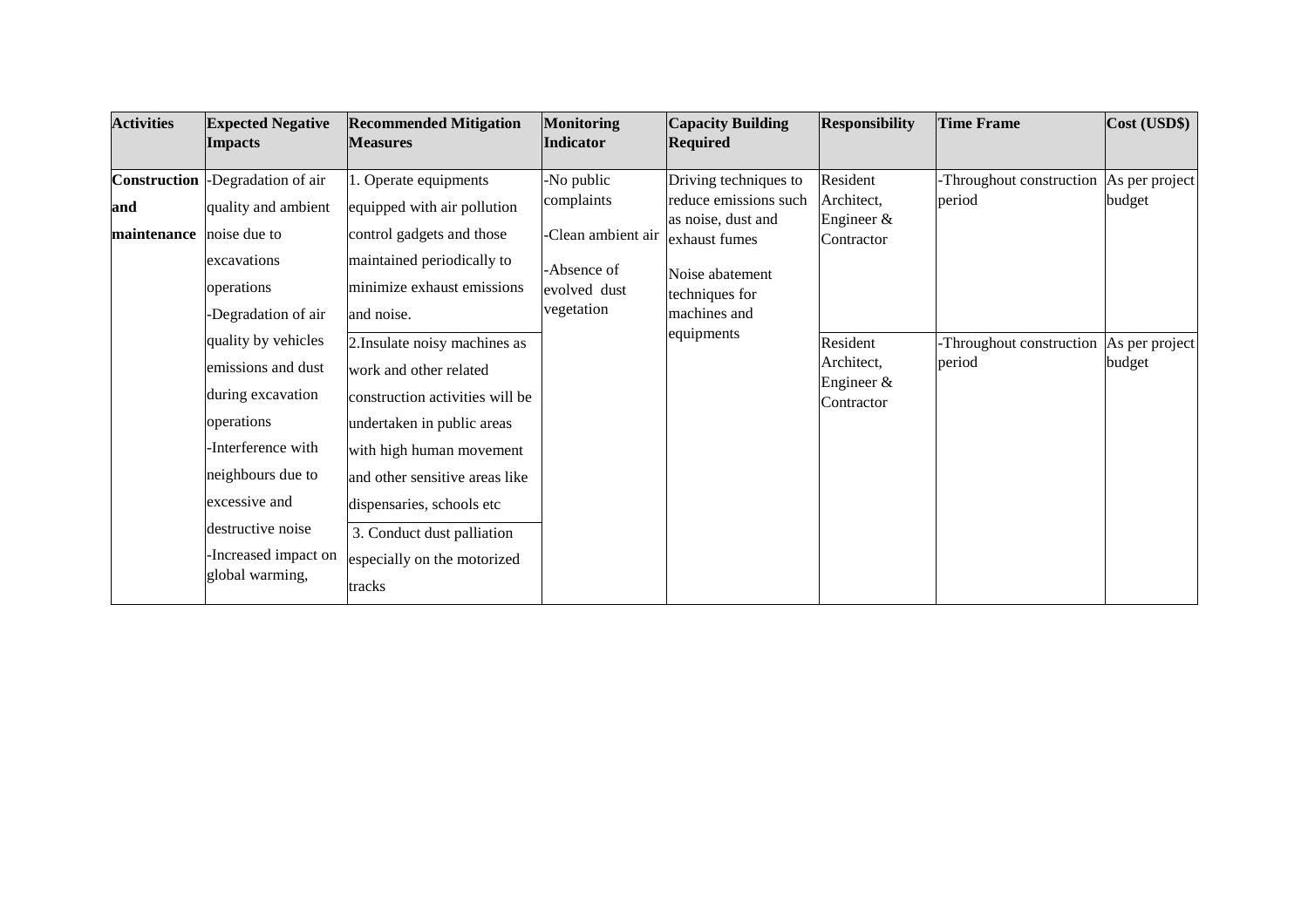| Activities | Expected Negative Impacts | Recommended Mitigation Measures | Monitoring Indicator | Capacity Building Required | Responsibility | Time Frame | Cost (USD$) |
|---|---|---|---|---|---|---|---|
| **Construction and maintenance** | -Degradation of air quality and ambient noise due to excavations operations<br>-Degradation of air quality by vehicles emissions and dust during excavation operations<br>-Interference with neighbours due to excessive and destructive noise<br>-Increased impact on global warming, | 1. Operate equipments equipped with air pollution control gadgets and those maintained periodically to minimize exhaust emissions and noise. | -No public complaints<br>-Clean ambient air<br>-Absence of evolved dust vegetation | Driving techniques to reduce emissions such as noise, dust and exhaust fumes<br>Noise abatement techniques for machines and equipments | Resident Architect, Engineer & Contractor | -Throughout construction period | As per project budget |
| | | 2.Insulate noisy machines as work and other related construction activities will be undertaken in public areas with high human movement and other sensitive areas like dispensaries, schools etc<br>3. Conduct dust palliation especially on the motorized tracks | | | Resident Architect, Engineer & Contractor | -Throughout construction period | As per project budget |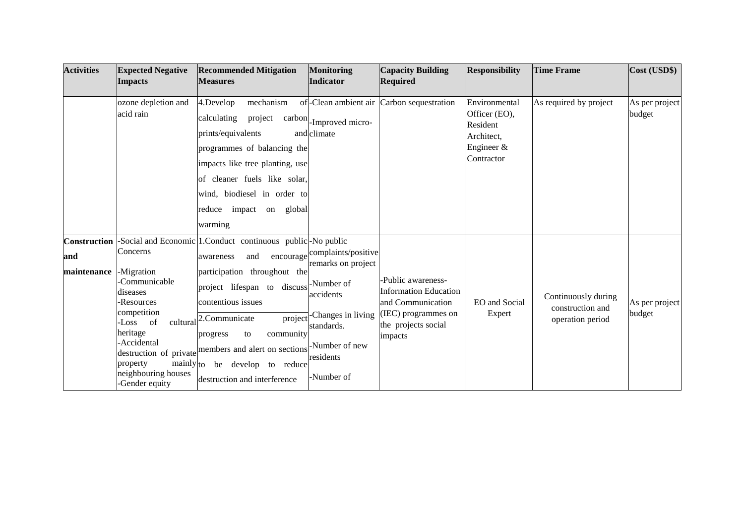| Activities | Expected Negative Impacts | Recommended Mitigation Measures | Monitoring Indicator | Capacity Building Required | Responsibility | Time Frame | Cost (USD$) |
|---|---|---|---|---|---|---|---|
| | ozone depletion and acid rain | 4.Develop mechanism of calculating project carbon prints/equivalents and programmes of balancing the impacts like tree planting, use of cleaner fuels like solar, wind, biodiesel in order to reduce impact on global warming | -Clean ambient air<br>-Improved micro-climate | Carbon sequestration | Environmental Officer (EO), Resident Architect, Engineer & Contractor | As required by project | As per project budget |
| **Construction and maintenance** | -Social and Economic Concerns<br>-Migration<br>-Communicable diseases<br>-Resources competition<br>-Loss of cultural heritage<br>-Accidental destruction of private property mainly neighbouring houses<br>-Gender equity | 1.Conduct continuous public awareness and encourage participation throughout the project lifespan to discuss contentious issues<br>2.Communicate project progress to community members and alert on sections to be develop to reduce destruction and interference | -No public complaints/positive remarks on project<br>-Number of accidents<br>-Changes in living standards.<br>-Number of new residents<br>-Number of | -Public awareness-Information Education and Communication (IEC) programmes on the projects social impacts | EO and Social Expert | Continuously during construction and operation period | As per project budget |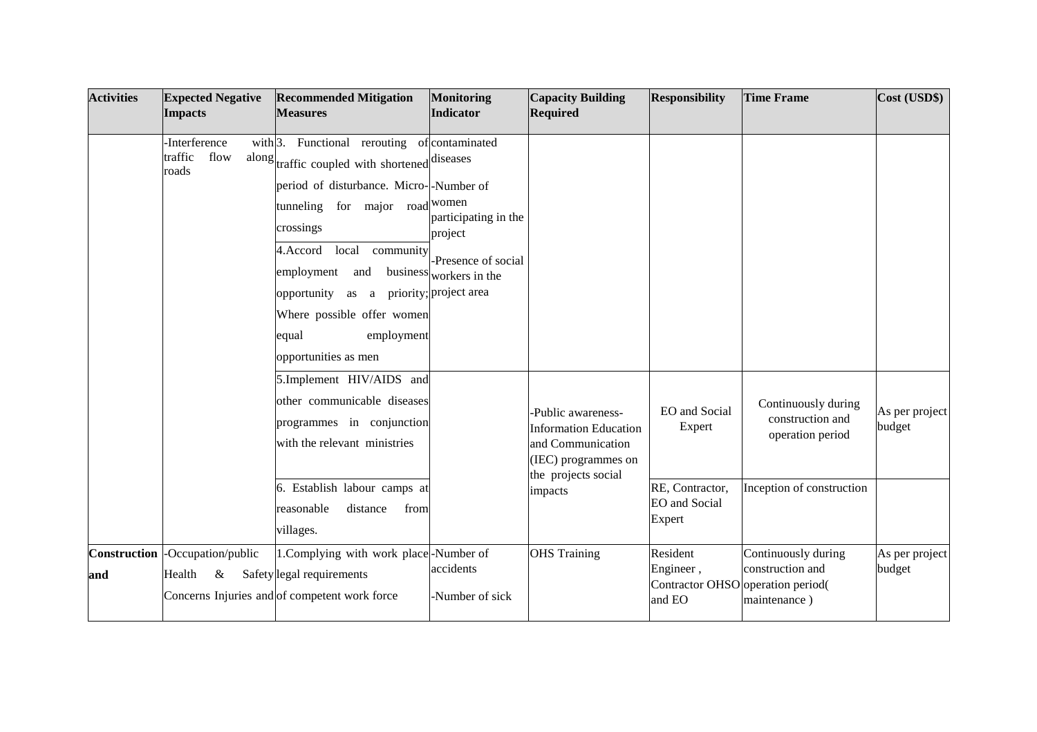| Activities | Expected Negative Impacts | Recommended Mitigation Measures | Monitoring Indicator | Capacity Building Required | Responsibility | Time Frame | Cost (USD$) |
|---|---|---|---|---|---|---|---|
| | -Interference with traffic flow along roads | 3. Functional rerouting of traffic coupled with shortened period of disturbance. Micro-tunneling for major road crossings | contaminated diseases<br>-Number of women participating in the project<br>-Presence of social workers in the project area | | | | |
| | | 4.Accord local community employment and business opportunity as a priority; Where possible offer women equal employment opportunities as men | | | | | |
| | | 5.Implement HIV/AIDS and other communicable diseases programmes in conjunction with the relevant ministries | | -Public awareness-Information Education and Communication (IEC) programmes on the projects social impacts | EO and Social Expert | Continuously during construction and operation period | As per project budget |
| | | 6. Establish labour camps at reasonable distance from villages. | | | RE, Contractor, EO and Social Expert | Inception of construction | |
| **Construction and** | -Occupation/public Health & Safety Concerns Injuries and | 1.Complying with work place legal requirements of competent work force | -Number of accidents<br>-Number of sick | OHS Training | Resident Engineer, Contractor OHSO and EO | Continuously during construction and operation period( maintenance ) | As per project budget |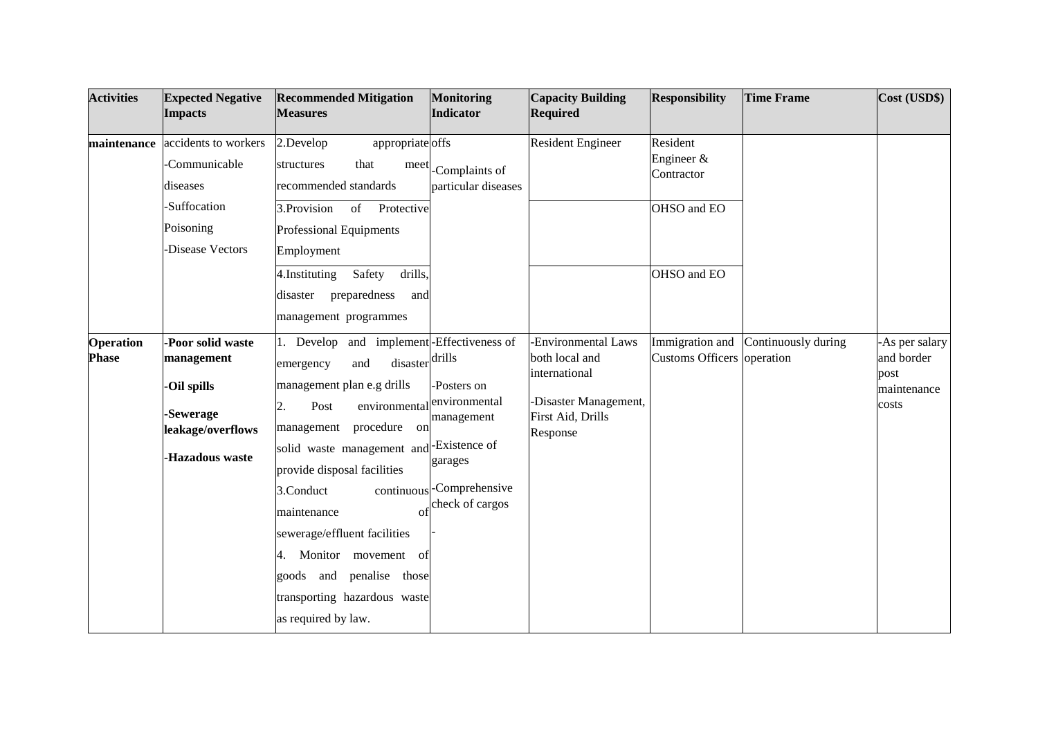| Activities | Expected Negative Impacts | Recommended Mitigation Measures | Monitoring Indicator | Capacity Building Required | Responsibility | Time Frame | Cost (USD$) |
|---|---|---|---|---|---|---|---|
| maintenance | accidents to workers<br>-Communicable diseases<br>-Suffocation<br>Poisoning<br>-Disease Vectors | 2.Develop appropriate structures that meet recommended standards | offs<br>-Complaints of particular diseases | Resident Engineer | Resident Engineer & Contractor | | |
| | | 3.Provision of Protective Professional Equipments Employment | | | OHSO and EO | | |
| | | 4.Instituting Safety drills, disaster preparedness and management programmes | | | OHSO and EO | | |
| **Operation Phase** | **-Poor solid waste management**<br>**-Oil spills**<br>**-Sewerage leakage/overflows**<br>**-Hazadous waste** | 1. Develop and implement emergency and disaster management plan e.g drills<br>2. Post environmental management procedure on solid waste management and provide disposal facilities<br>3.Conduct continuous maintenance of sewerage/effluent facilities<br>4. Monitor movement of goods and penalise those transporting hazardous waste as required by law. | -Effectiveness of drills<br>-Posters on environmental management<br>-Existence of garages<br>-Comprehensive check of cargos<br>- | -Environmental Laws both local and international<br>-Disaster Management, First Aid, Drills Response | Immigration and Customs Officers | Continuously during operation | -As per salary and border post maintenance costs |